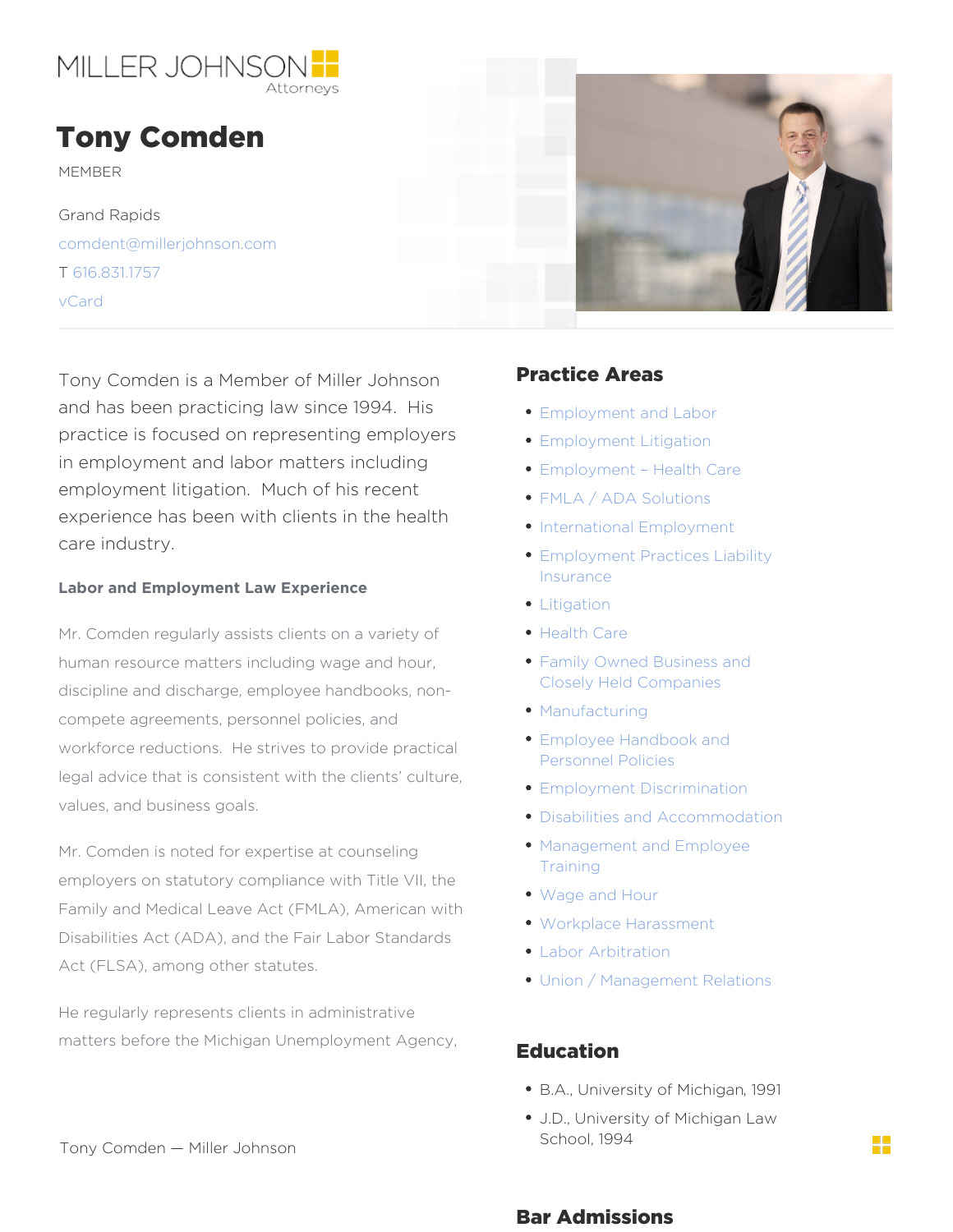MILLER JOHNSON
Attorneys

# Tony Comden

MEMBER

Grand Rapids

comdent@millerjohnson.com

T 616.831.1757

vCard

Tony Comden is a Member of Miller Johnson and has been practicing law since 1994. His practice is focused on representing employers in employment and labor matters including employment litigation. Much of his recent experience has been with clients in the health care industry.

### Labor and Employment Law Experience

Mr. Comden regularly assists clients on a variety of human resource matters including wage and hour, discipline and discharge, employee handbooks, non-compete agreements, personnel policies, and workforce reductions. He strives to provide practical legal advice that is consistent with the clients' culture, values, and business goals.

Mr. Comden is noted for expertise at counseling employers on statutory compliance with Title VII, the Family and Medical Leave Act (FMLA), American with Disabilities Act (ADA), and the Fair Labor Standards Act (FLSA), among other statutes.

He regularly represents clients in administrative matters before the Michigan Unemployment Agency,

## Practice Areas

- Employment and Labor
- Employment Litigation
- Employment – Health Care
- FMLA / ADA Solutions
- International Employment
- Employment Practices Liability Insurance
- Litigation
- Health Care
- Family Owned Business and Closely Held Companies
- Manufacturing
- Employee Handbook and Personnel Policies
- Employment Discrimination
- Disabilities and Accommodation
- Management and Employee Training
- Wage and Hour
- Workplace Harassment
- Labor Arbitration
- Union / Management Relations

## Education

- B.A., University of Michigan, 1991
- J.D., University of Michigan Law School, 1994

## Bar Admissions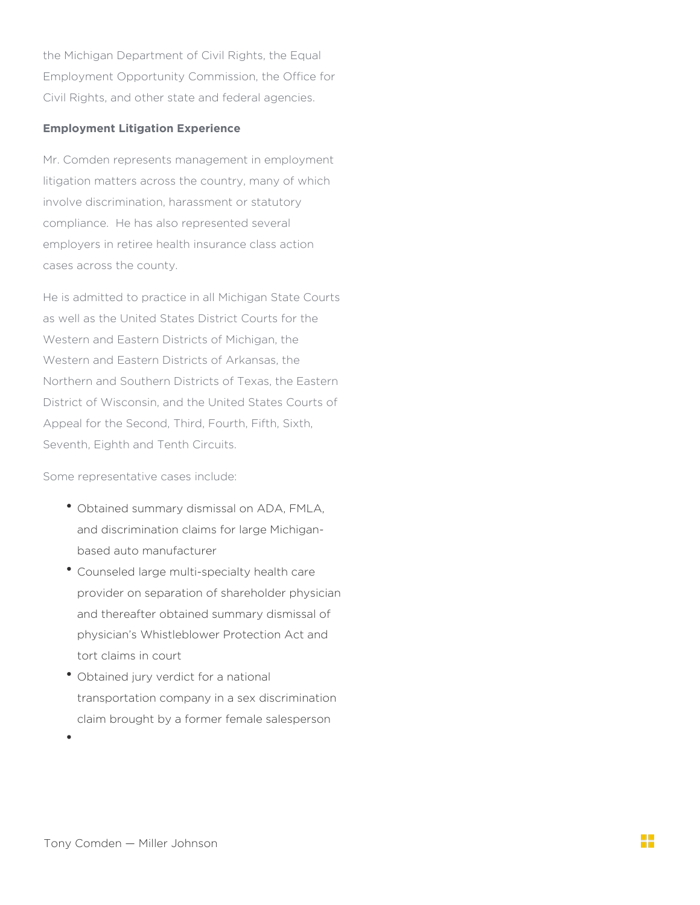the Michigan Department of Civil Rights, the Equal Employment Opportunity Commission, the Office for Civil Rights, and other state and federal agencies.

**Employment Litigation Experience**

Mr. Comden represents management in employment litigation matters across the country, many of which involve discrimination, harassment or statutory compliance. He has also represented several employers in retiree health insurance class action cases across the county.

He is admitted to practice in all Michigan State Courts as well as the United States District Courts for the Western and Eastern Districts of Michigan, the Western and Eastern Districts of Arkansas, the Northern and Southern Districts of Texas, the Eastern District of Wisconsin, and the United States Courts of Appeal for the Second, Third, Fourth, Fifth, Sixth, Seventh, Eighth and Tenth Circuits.

Some representative cases include:

- Obtained summary dismissal on ADA, FMLA, and discrimination claims for large Michigan-based auto manufacturer
- Counseled large multi-specialty health care provider on separation of shareholder physician and thereafter obtained summary dismissal of physician's Whistleblower Protection Act and tort claims in court
- Obtained jury verdict for a national transportation company in a sex discrimination claim brought by a former female salesperson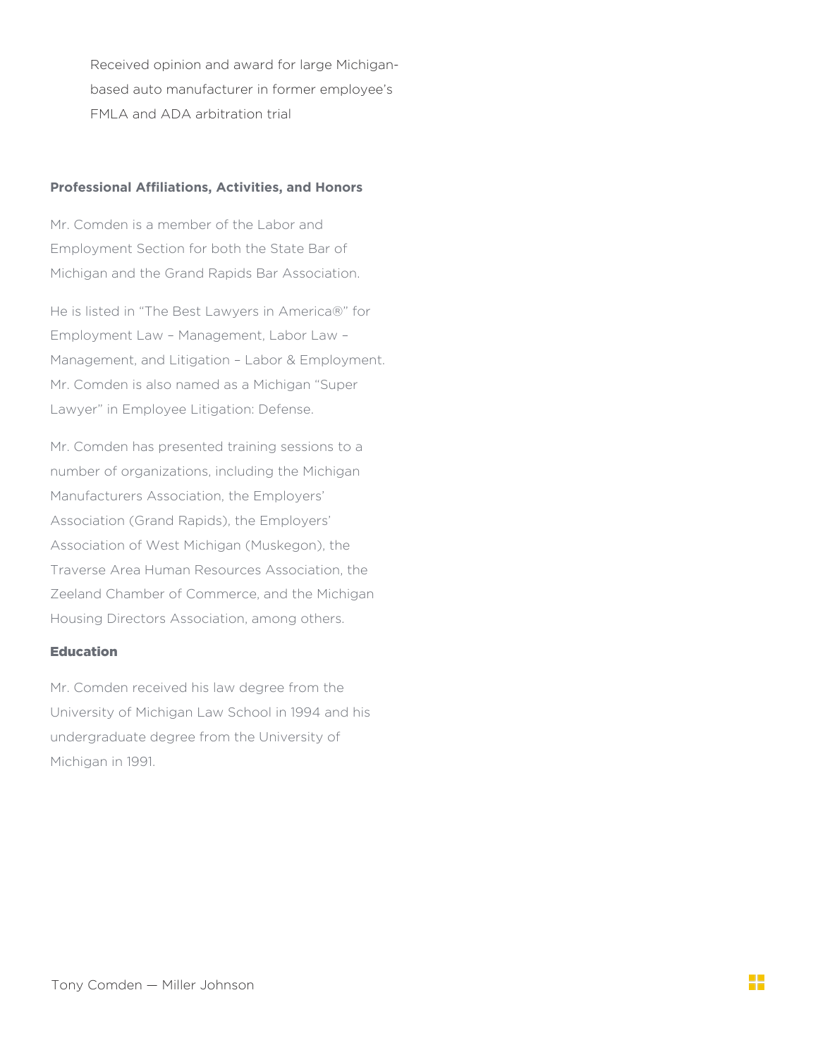Received opinion and award for large Michigan-based auto manufacturer in former employee's FMLA and ADA arbitration trial

## Professional Affiliations, Activities, and Honors

Mr. Comden is a member of the Labor and Employment Section for both the State Bar of Michigan and the Grand Rapids Bar Association.

He is listed in "The Best Lawyers in America®" for Employment Law – Management, Labor Law – Management, and Litigation – Labor & Employment. Mr. Comden is also named as a Michigan "Super Lawyer" in Employee Litigation: Defense.

Mr. Comden has presented training sessions to a number of organizations, including the Michigan Manufacturers Association, the Employers' Association (Grand Rapids), the Employers' Association of West Michigan (Muskegon), the Traverse Area Human Resources Association, the Zeeland Chamber of Commerce, and the Michigan Housing Directors Association, among others.

## Education

Mr. Comden received his law degree from the University of Michigan Law School in 1994 and his undergraduate degree from the University of Michigan in 1991.